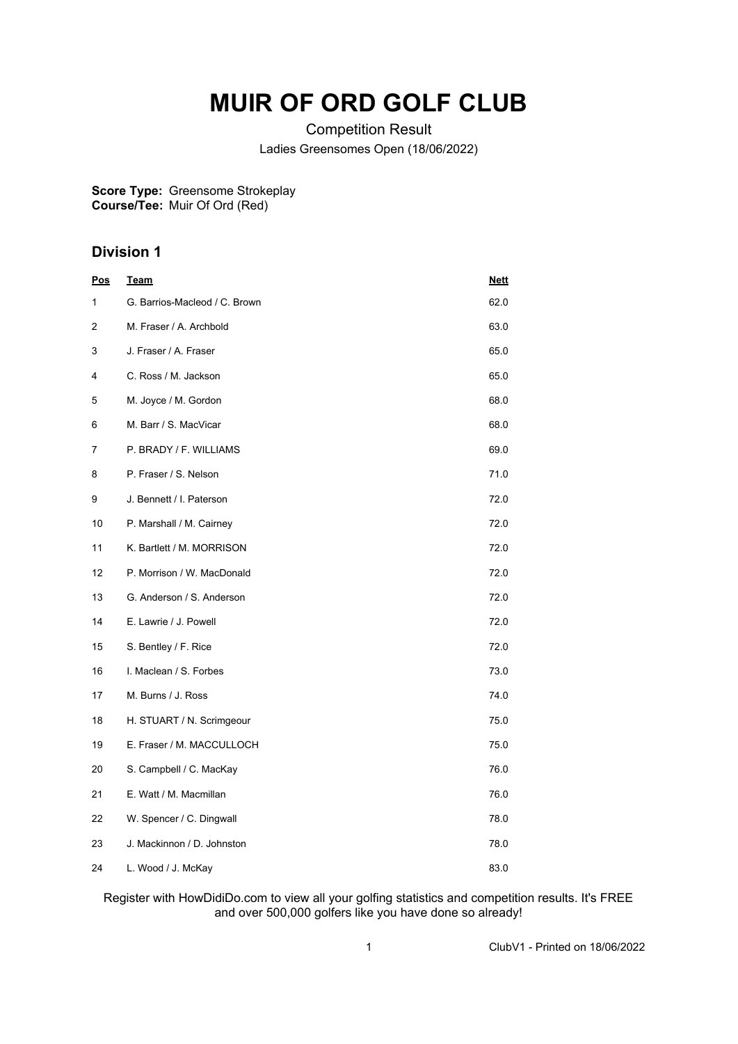# MUIR OF ORD GOLF CLUB

Competition Result

Ladies Greensomes Open (18/06/2022)

**Score Type:** Greensome Strokeplay
**Course/Tee:** Muir Of Ord (Red)

## Division 1

| Pos | Team | Nett |
|---|---|---|
| 1 | G. Barrios-Macleod / C. Brown | 62.0 |
| 2 | M. Fraser / A. Archbold | 63.0 |
| 3 | J. Fraser / A. Fraser | 65.0 |
| 4 | C. Ross / M. Jackson | 65.0 |
| 5 | M. Joyce / M. Gordon | 68.0 |
| 6 | M. Barr / S. MacVicar | 68.0 |
| 7 | P. BRADY / F. WILLIAMS | 69.0 |
| 8 | P. Fraser / S. Nelson | 71.0 |
| 9 | J. Bennett / I. Paterson | 72.0 |
| 10 | P. Marshall / M. Cairney | 72.0 |
| 11 | K. Bartlett / M. MORRISON | 72.0 |
| 12 | P. Morrison / W. MacDonald | 72.0 |
| 13 | G. Anderson / S. Anderson | 72.0 |
| 14 | E. Lawrie / J. Powell | 72.0 |
| 15 | S. Bentley / F. Rice | 72.0 |
| 16 | I. Maclean / S. Forbes | 73.0 |
| 17 | M. Burns / J. Ross | 74.0 |
| 18 | H. STUART / N. Scrimgeour | 75.0 |
| 19 | E. Fraser / M. MACCULLOCH | 75.0 |
| 20 | S. Campbell / C. MacKay | 76.0 |
| 21 | E. Watt / M. Macmillan | 76.0 |
| 22 | W. Spencer / C. Dingwall | 78.0 |
| 23 | J. Mackinnon / D. Johnston | 78.0 |
| 24 | L. Wood / J. McKay | 83.0 |

Register with HowDidiDo.com to view all your golfing statistics and competition results. It's FREE and over 500,000 golfers like you have done so already!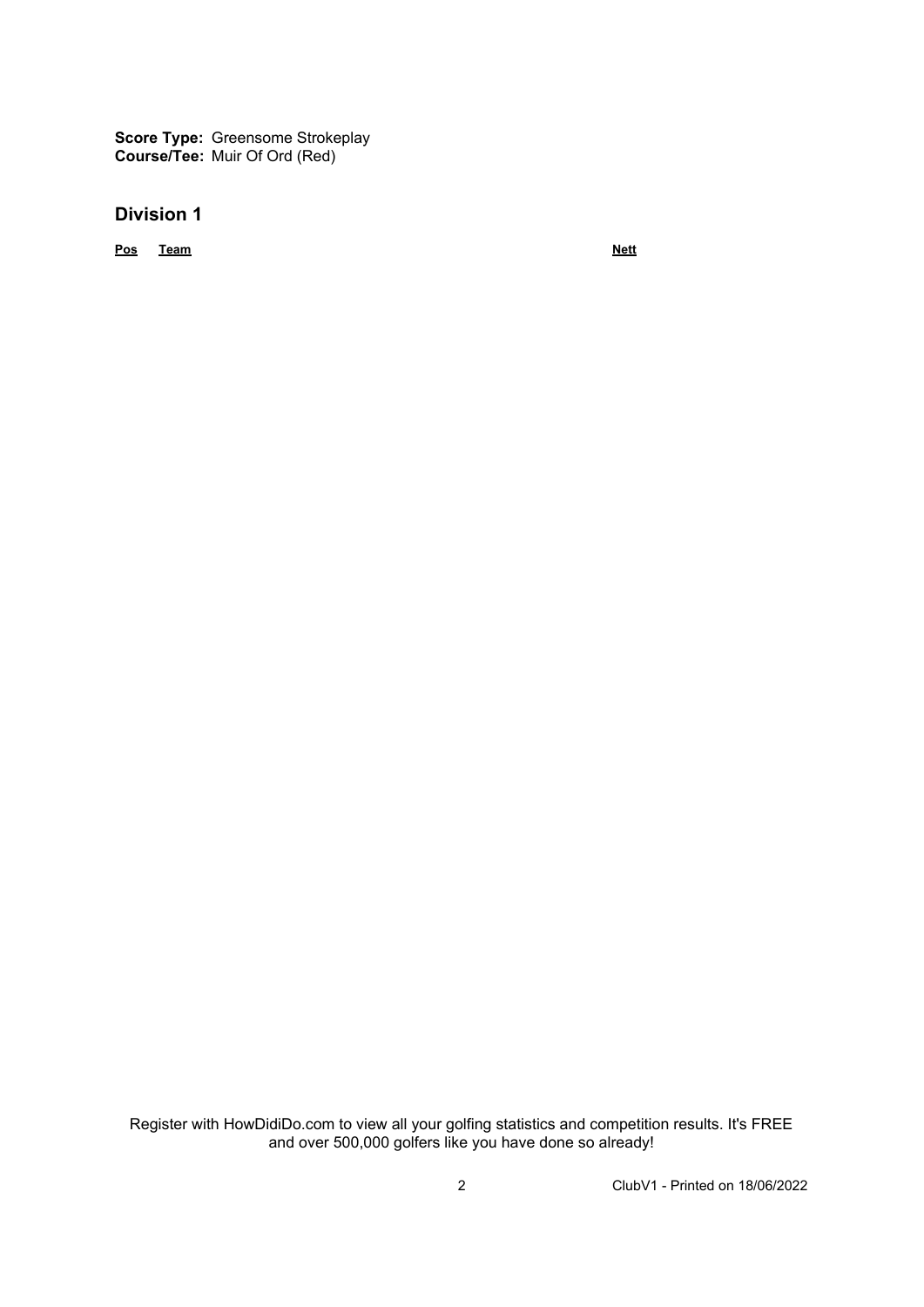**Score Type:** Greensome Strokeplay
**Course/Tee:** Muir Of Ord (Red)

## Division 1

| Pos | Team | Nett |
|---|---|---|

Register with HowDidiDo.com to view all your golfing statistics and competition results. It's FREE and over 500,000 golfers like you have done so already!

ClubV1 - Printed on 18/06/2022